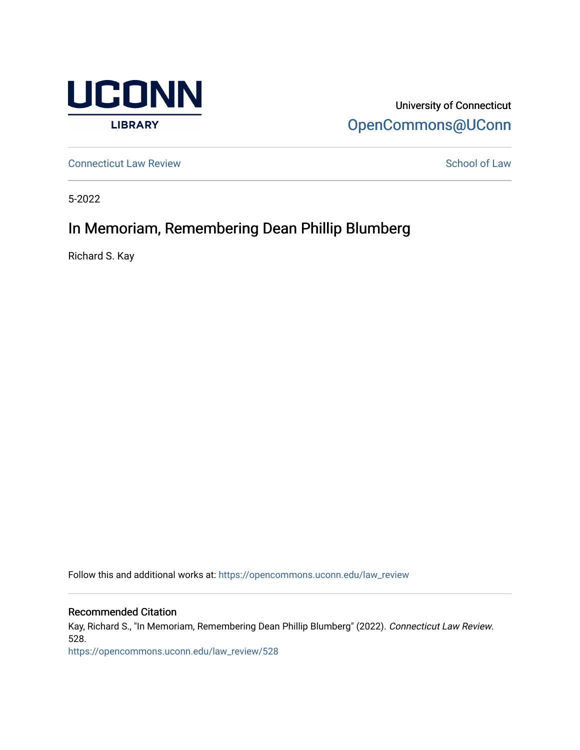University of Connecticut

OpenCommons@UConn

Connecticut Law Review

School of Law

5-2022

# In Memoriam, Remembering Dean Phillip Blumberg

Richard S. Kay

Follow this and additional works at: https://opencommons.uconn.edu/law_review

## Recommended Citation

Kay, Richard S., "In Memoriam, Remembering Dean Phillip Blumberg" (2022). *Connecticut Law Review*. 528.
https://opencommons.uconn.edu/law_review/528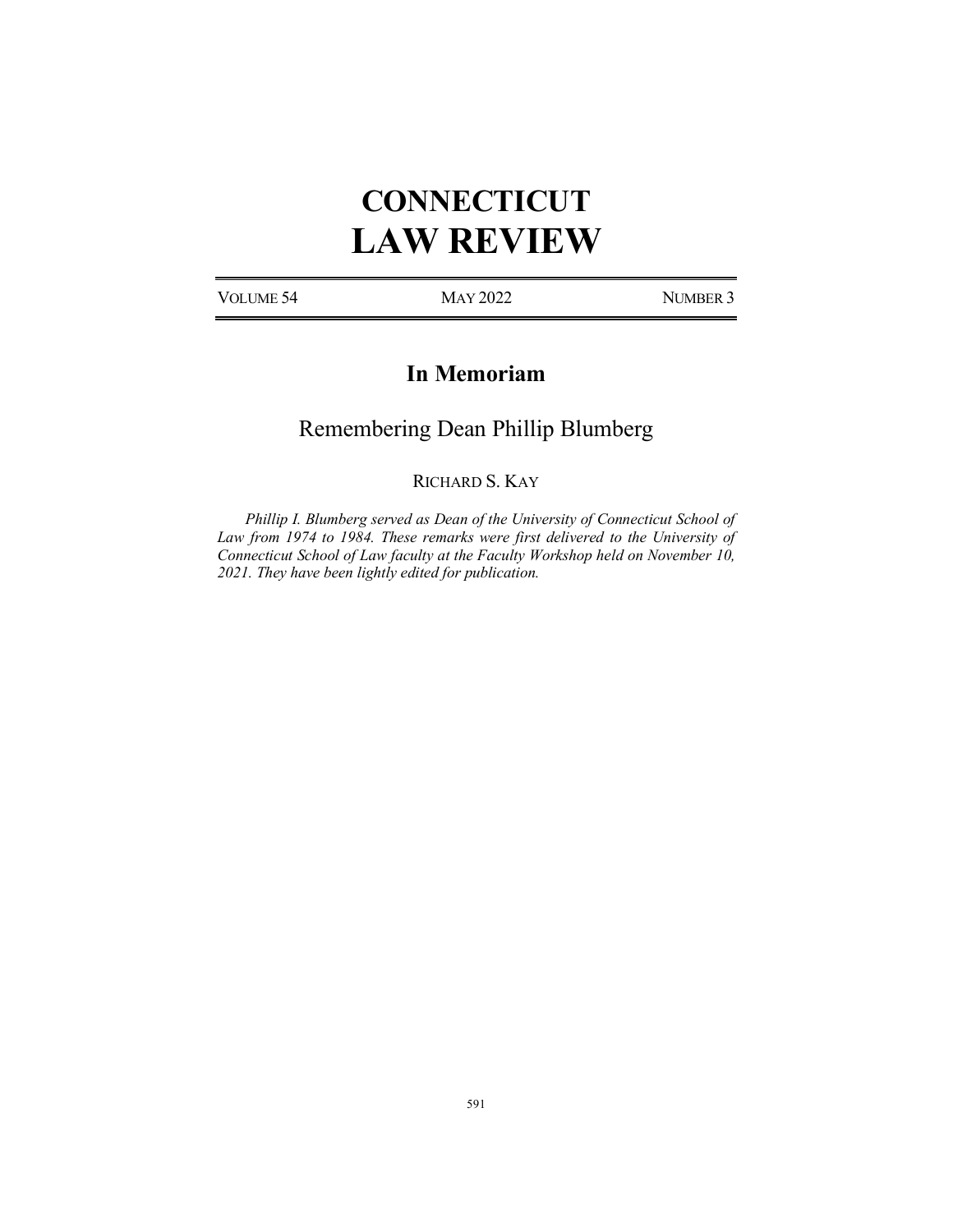# CONNECTICUT LAW REVIEW

VOLUME 54 | MAY 2022 | NUMBER 3

## In Memoriam

## Remembering Dean Phillip Blumberg

RICHARD S. KAY

*Phillip I. Blumberg served as Dean of the University of Connecticut School of Law from 1974 to 1984. These remarks were first delivered to the University of Connecticut School of Law faculty at the Faculty Workshop held on November 10, 2021. They have been lightly edited for publication.*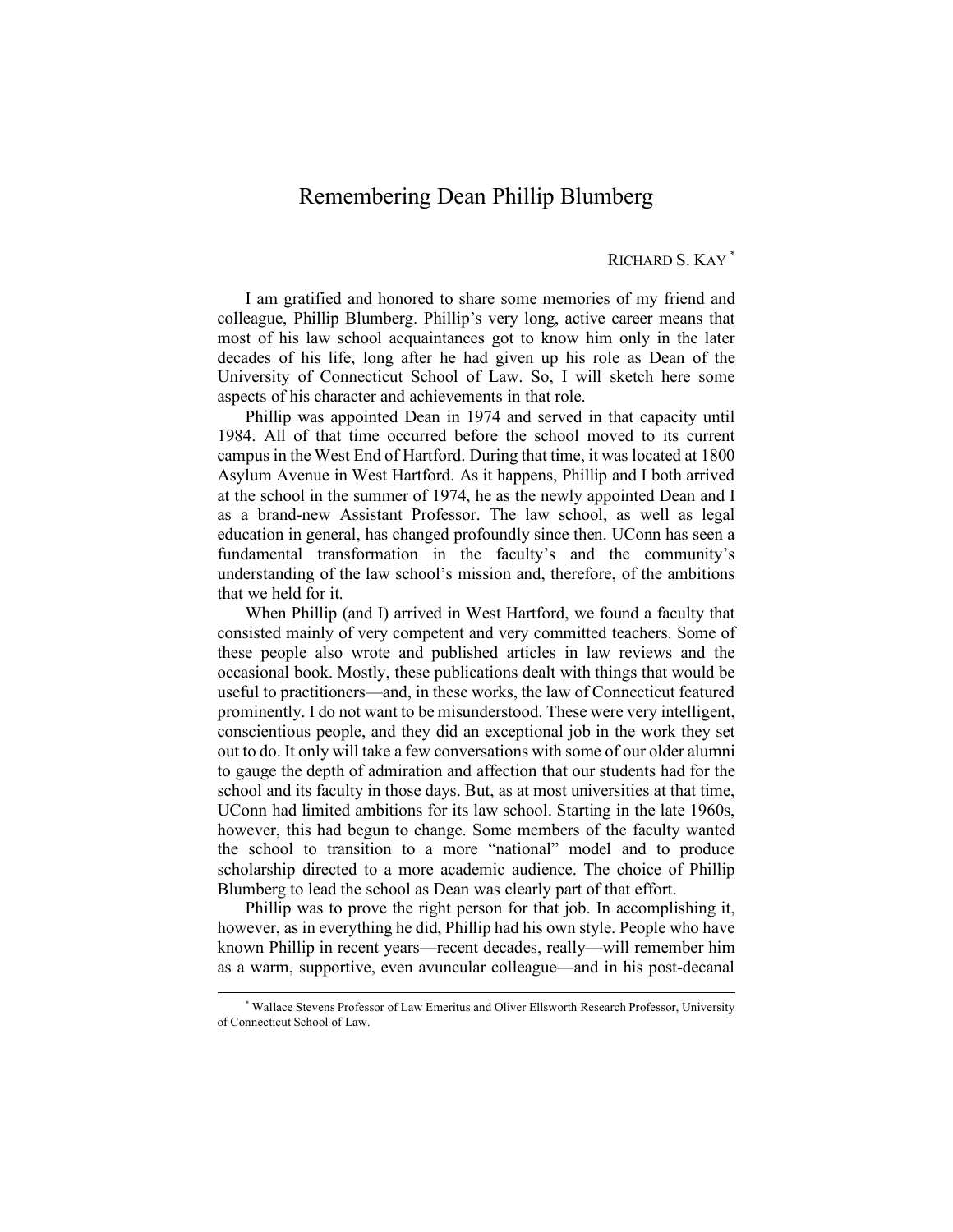# Remembering Dean Phillip Blumberg

RICHARD S. KAY [*]

I am gratified and honored to share some memories of my friend and colleague, Phillip Blumberg. Phillip's very long, active career means that most of his law school acquaintances got to know him only in the later decades of his life, long after he had given up his role as Dean of the University of Connecticut School of Law. So, I will sketch here some aspects of his character and achievements in that role.

Phillip was appointed Dean in 1974 and served in that capacity until 1984. All of that time occurred before the school moved to its current campus in the West End of Hartford. During that time, it was located at 1800 Asylum Avenue in West Hartford. As it happens, Phillip and I both arrived at the school in the summer of 1974, he as the newly appointed Dean and I as a brand-new Assistant Professor. The law school, as well as legal education in general, has changed profoundly since then. UConn has seen a fundamental transformation in the faculty's and the community's understanding of the law school's mission and, therefore, of the ambitions that we held for it.

When Phillip (and I) arrived in West Hartford, we found a faculty that consisted mainly of very competent and very committed teachers. Some of these people also wrote and published articles in law reviews and the occasional book. Mostly, these publications dealt with things that would be useful to practitioners—and, in these works, the law of Connecticut featured prominently. I do not want to be misunderstood. These were very intelligent, conscientious people, and they did an exceptional job in the work they set out to do. It only will take a few conversations with some of our older alumni to gauge the depth of admiration and affection that our students had for the school and its faculty in those days. But, as at most universities at that time, UConn had limited ambitions for its law school. Starting in the late 1960s, however, this had begun to change. Some members of the faculty wanted the school to transition to a more "national" model and to produce scholarship directed to a more academic audience. The choice of Phillip Blumberg to lead the school as Dean was clearly part of that effort.

Phillip was to prove the right person for that job. In accomplishing it, however, as in everything he did, Phillip had his own style. People who have known Phillip in recent years—recent decades, really—will remember him as a warm, supportive, even avuncular colleague—and in his post-decanal

[*] Wallace Stevens Professor of Law Emeritus and Oliver Ellsworth Research Professor, University of Connecticut School of Law.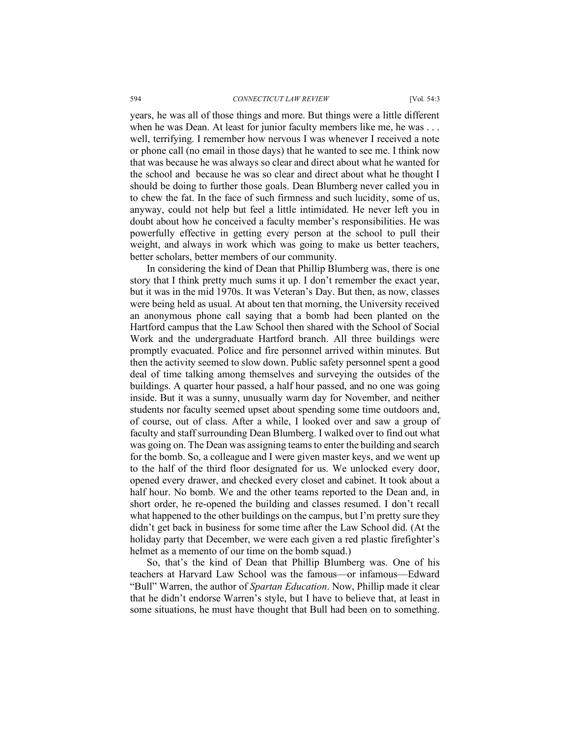years, he was all of those things and more. But things were a little different when he was Dean. At least for junior faculty members like me, he was . . . well, terrifying. I remember how nervous I was whenever I received a note or phone call (no email in those days) that he wanted to see me. I think now that was because he was always so clear and direct about what he wanted for the school and because he was so clear and direct about what he thought I should be doing to further those goals. Dean Blumberg never called you in to chew the fat. In the face of such firmness and such lucidity, some of us, anyway, could not help but feel a little intimidated. He never left you in doubt about how he conceived a faculty member's responsibilities. He was powerfully effective in getting every person at the school to pull their weight, and always in work which was going to make us better teachers, better scholars, better members of our community.

In considering the kind of Dean that Phillip Blumberg was, there is one story that I think pretty much sums it up. I don't remember the exact year, but it was in the mid 1970s. It was Veteran's Day. But then, as now, classes were being held as usual. At about ten that morning, the University received an anonymous phone call saying that a bomb had been planted on the Hartford campus that the Law School then shared with the School of Social Work and the undergraduate Hartford branch. All three buildings were promptly evacuated. Police and fire personnel arrived within minutes. But then the activity seemed to slow down. Public safety personnel spent a good deal of time talking among themselves and surveying the outsides of the buildings. A quarter hour passed, a half hour passed, and no one was going inside. But it was a sunny, unusually warm day for November, and neither students nor faculty seemed upset about spending some time outdoors and, of course, out of class. After a while, I looked over and saw a group of faculty and staff surrounding Dean Blumberg. I walked over to find out what was going on. The Dean was assigning teams to enter the building and search for the bomb. So, a colleague and I were given master keys, and we went up to the half of the third floor designated for us. We unlocked every door, opened every drawer, and checked every closet and cabinet. It took about a half hour. No bomb. We and the other teams reported to the Dean and, in short order, he re-opened the building and classes resumed. I don't recall what happened to the other buildings on the campus, but I'm pretty sure they didn't get back in business for some time after the Law School did. (At the holiday party that December, we were each given a red plastic firefighter's helmet as a memento of our time on the bomb squad.)

So, that's the kind of Dean that Phillip Blumberg was. One of his teachers at Harvard Law School was the famous—or infamous—Edward "Bull" Warren, the author of *Spartan Education*. Now, Phillip made it clear that he didn't endorse Warren's style, but I have to believe that, at least in some situations, he must have thought that Bull had been on to something.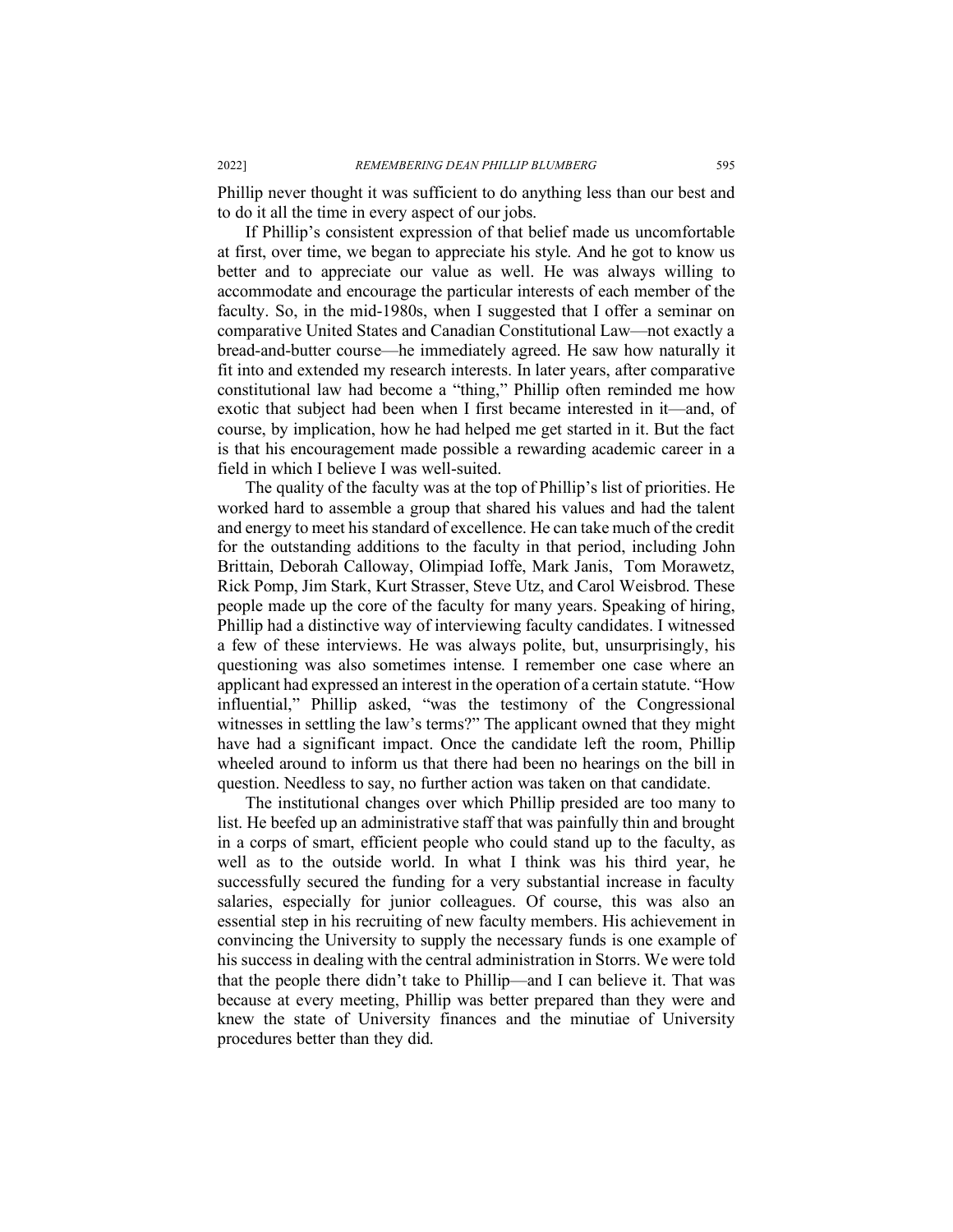Phillip never thought it was sufficient to do anything less than our best and to do it all the time in every aspect of our jobs.

If Phillip's consistent expression of that belief made us uncomfortable at first, over time, we began to appreciate his style. And he got to know us better and to appreciate our value as well. He was always willing to accommodate and encourage the particular interests of each member of the faculty. So, in the mid-1980s, when I suggested that I offer a seminar on comparative United States and Canadian Constitutional Law—not exactly a bread-and-butter course—he immediately agreed. He saw how naturally it fit into and extended my research interests. In later years, after comparative constitutional law had become a "thing," Phillip often reminded me how exotic that subject had been when I first became interested in it—and, of course, by implication, how he had helped me get started in it. But the fact is that his encouragement made possible a rewarding academic career in a field in which I believe I was well-suited.

The quality of the faculty was at the top of Phillip's list of priorities. He worked hard to assemble a group that shared his values and had the talent and energy to meet his standard of excellence. He can take much of the credit for the outstanding additions to the faculty in that period, including John Brittain, Deborah Calloway, Olimpiad Ioffe, Mark Janis, Tom Morawetz, Rick Pomp, Jim Stark, Kurt Strasser, Steve Utz, and Carol Weisbrod. These people made up the core of the faculty for many years. Speaking of hiring, Phillip had a distinctive way of interviewing faculty candidates. I witnessed a few of these interviews. He was always polite, but, unsurprisingly, his questioning was also sometimes intense. I remember one case where an applicant had expressed an interest in the operation of a certain statute. "How influential," Phillip asked, "was the testimony of the Congressional witnesses in settling the law's terms?" The applicant owned that they might have had a significant impact. Once the candidate left the room, Phillip wheeled around to inform us that there had been no hearings on the bill in question. Needless to say, no further action was taken on that candidate.

The institutional changes over which Phillip presided are too many to list. He beefed up an administrative staff that was painfully thin and brought in a corps of smart, efficient people who could stand up to the faculty, as well as to the outside world. In what I think was his third year, he successfully secured the funding for a very substantial increase in faculty salaries, especially for junior colleagues. Of course, this was also an essential step in his recruiting of new faculty members. His achievement in convincing the University to supply the necessary funds is one example of his success in dealing with the central administration in Storrs. We were told that the people there didn't take to Phillip—and I can believe it. That was because at every meeting, Phillip was better prepared than they were and knew the state of University finances and the minutiae of University procedures better than they did.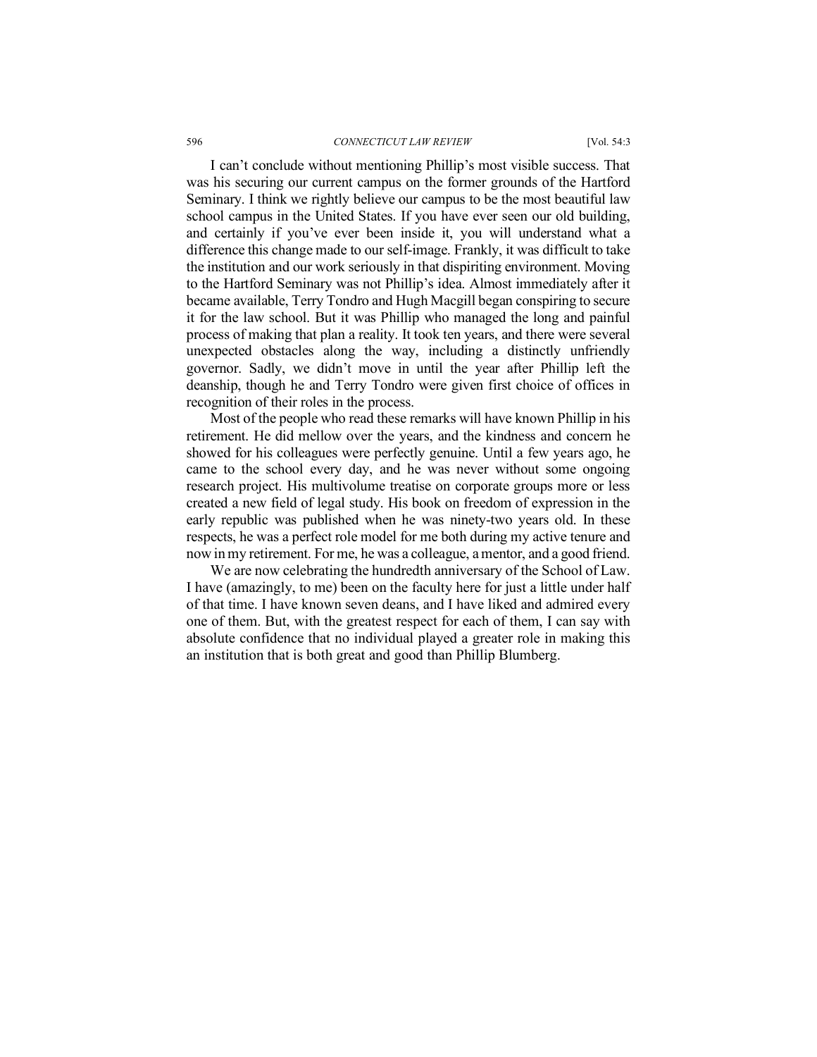I can't conclude without mentioning Phillip's most visible success. That was his securing our current campus on the former grounds of the Hartford Seminary. I think we rightly believe our campus to be the most beautiful law school campus in the United States. If you have ever seen our old building, and certainly if you've ever been inside it, you will understand what a difference this change made to our self-image. Frankly, it was difficult to take the institution and our work seriously in that dispiriting environment. Moving to the Hartford Seminary was not Phillip's idea. Almost immediately after it became available, Terry Tondro and Hugh Macgill began conspiring to secure it for the law school. But it was Phillip who managed the long and painful process of making that plan a reality. It took ten years, and there were several unexpected obstacles along the way, including a distinctly unfriendly governor. Sadly, we didn't move in until the year after Phillip left the deanship, though he and Terry Tondro were given first choice of offices in recognition of their roles in the process.

Most of the people who read these remarks will have known Phillip in his retirement. He did mellow over the years, and the kindness and concern he showed for his colleagues were perfectly genuine. Until a few years ago, he came to the school every day, and he was never without some ongoing research project. His multivolume treatise on corporate groups more or less created a new field of legal study. His book on freedom of expression in the early republic was published when he was ninety-two years old. In these respects, he was a perfect role model for me both during my active tenure and now in my retirement. For me, he was a colleague, a mentor, and a good friend.

We are now celebrating the hundredth anniversary of the School of Law. I have (amazingly, to me) been on the faculty here for just a little under half of that time. I have known seven deans, and I have liked and admired every one of them. But, with the greatest respect for each of them, I can say with absolute confidence that no individual played a greater role in making this an institution that is both great and good than Phillip Blumberg.